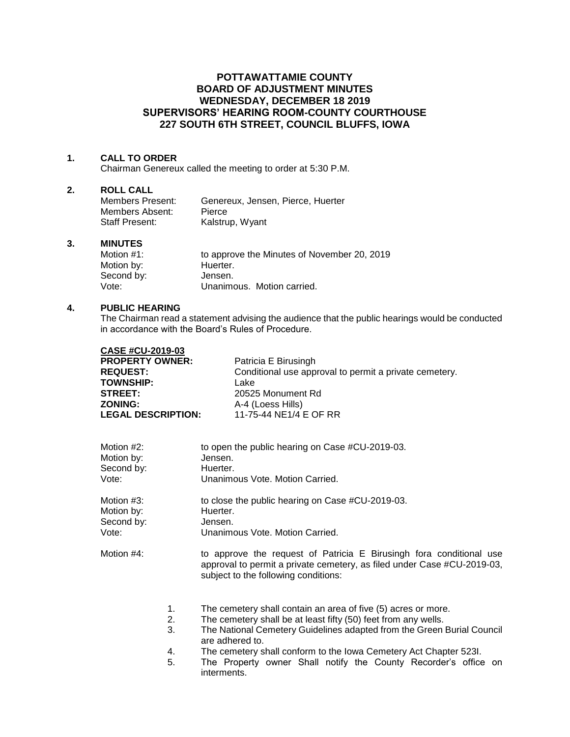# POTTAWATTAMIE COUNTY
# BOARD OF ADJUSTMENT MINUTES
# WEDNESDAY, DECEMBER 18 2019
# SUPERVISORS' HEARING ROOM-COUNTY COURTHOUSE
# 227 SOUTH 6TH STREET, COUNCIL BLUFFS, IOWA

## 1. CALL TO ORDER

Chairman Genereux called the meeting to order at 5:30 P.M.

## 2. ROLL CALL

| | |
|---|---|
| Members Present: | Genereux, Jensen, Pierce, Huerter |
| Members Absent: | Pierce |
| Staff Present: | Kalstrup, Wyant |

## 3. MINUTES

| | |
|---|---|
| Motion #1: | to approve the Minutes of November 20, 2019 |
| Motion by: | Huerter. |
| Second by: | Jensen. |
| Vote: | Unanimous. Motion carried. |

## 4. PUBLIC HEARING

The Chairman read a statement advising the audience that the public hearings would be conducted in accordance with the Board's Rules of Procedure.

**CASE #CU-2019-03**

| | |
|---|---|
| **PROPERTY OWNER:** | Patricia E Birusingh |
| **REQUEST:** | Conditional use approval to permit a private cemetery. |
| **TOWNSHIP:** | Lake |
| **STREET:** | 20525 Monument Rd |
| **ZONING:** | A-4 (Loess Hills) |
| **LEGAL DESCRIPTION:** | 11-75-44 NE1/4 E OF RR |

| | |
|---|---|
| Motion #2: | to open the public hearing on Case #CU-2019-03. |
| Motion by: | Jensen. |
| Second by: | Huerter. |
| Vote: | Unanimous Vote. Motion Carried. |

| | |
|---|---|
| Motion #3: | to close the public hearing on Case #CU-2019-03. |
| Motion by: | Huerter. |
| Second by: | Jensen. |
| Vote: | Unanimous Vote. Motion Carried. |

Motion #4: to approve the request of Patricia E Birusingh fora conditional use approval to permit a private cemetery, as filed under Case #CU-2019-03, subject to the following conditions:

1. The cemetery shall contain an area of five (5) acres or more.
2. The cemetery shall be at least fifty (50) feet from any wells.
3. The National Cemetery Guidelines adapted from the Green Burial Council are adhered to.
4. The cemetery shall conform to the Iowa Cemetery Act Chapter 523I.
5. The Property owner Shall notify the County Recorder's office on interments.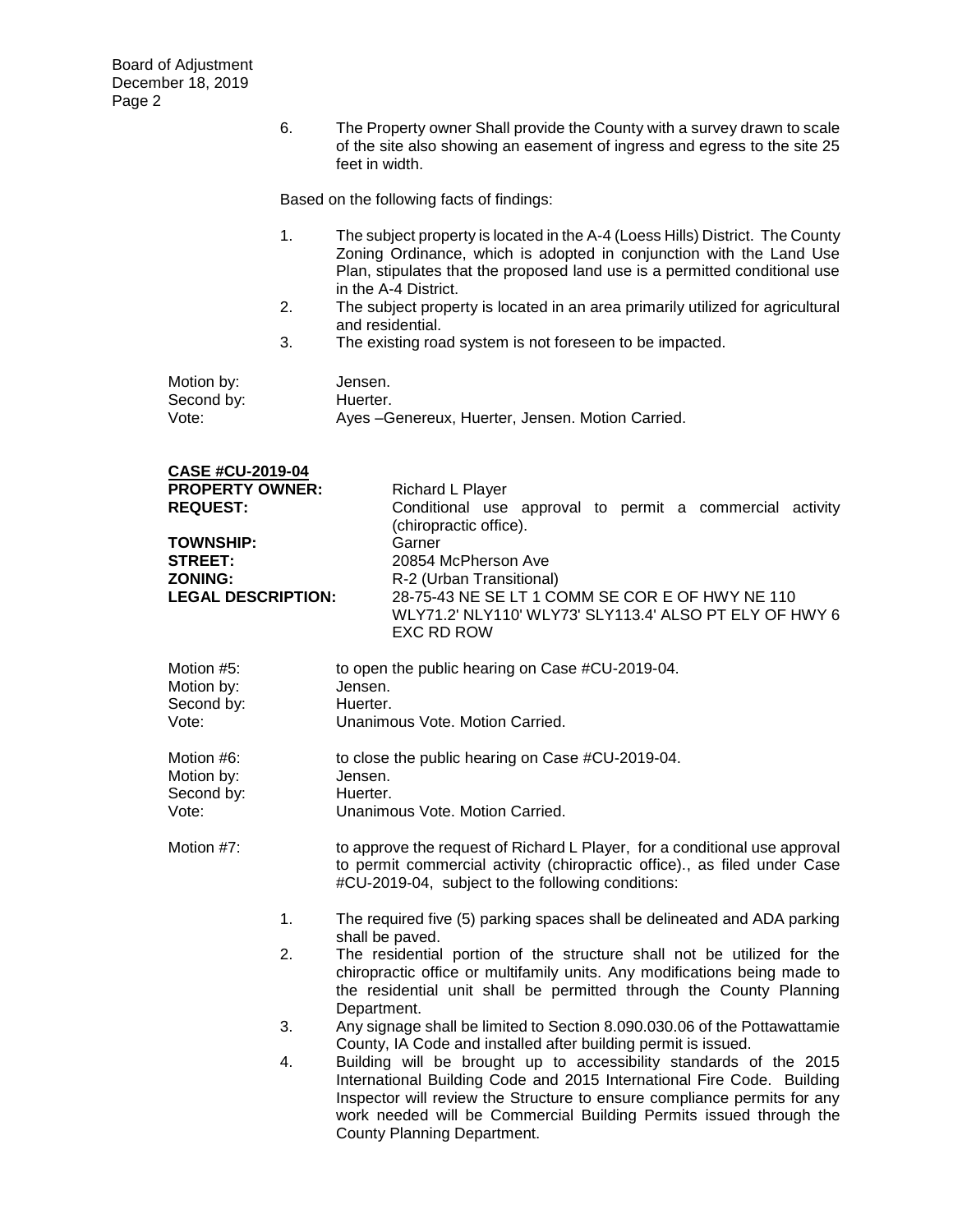6. The Property owner Shall provide the County with a survey drawn to scale of the site also showing an easement of ingress and egress to the site 25 feet in width.

Based on the following facts of findings:

1. The subject property is located in the A-4 (Loess Hills) District. The County Zoning Ordinance, which is adopted in conjunction with the Land Use Plan, stipulates that the proposed land use is a permitted conditional use in the A-4 District.
2. The subject property is located in an area primarily utilized for agricultural and residential.
3. The existing road system is not foreseen to be impacted.

Motion by: Jensen.
Second by: Huerter.
Vote: Ayes –Genereux, Huerter, Jensen. Motion Carried.

**CASE #CU-2019-04**

**PROPERTY OWNER:** Richard L Player
**REQUEST:** Conditional use approval to permit a commercial activity (chiropractic office).
**TOWNSHIP:** Garner
**STREET:** 20854 McPherson Ave
**ZONING:** R-2 (Urban Transitional)
**LEGAL DESCRIPTION:** 28-75-43 NE SE LT 1 COMM SE COR E OF HWY NE 110 WLY71.2' NLY110' WLY73' SLY113.4' ALSO PT ELY OF HWY 6 EXC RD ROW

Motion #5: to open the public hearing on Case #CU-2019-04.
Motion by: Jensen.
Second by: Huerter.
Vote: Unanimous Vote. Motion Carried.

Motion #6: to close the public hearing on Case #CU-2019-04.
Motion by: Jensen.
Second by: Huerter.
Vote: Unanimous Vote. Motion Carried.

Motion #7: to approve the request of Richard L Player, for a conditional use approval to permit commercial activity (chiropractic office)., as filed under Case #CU-2019-04, subject to the following conditions:

1. The required five (5) parking spaces shall be delineated and ADA parking shall be paved.
2. The residential portion of the structure shall not be utilized for the chiropractic office or multifamily units. Any modifications being made to the residential unit shall be permitted through the County Planning Department.
3. Any signage shall be limited to Section 8.090.030.06 of the Pottawattamie County, IA Code and installed after building permit is issued.
4. Building will be brought up to accessibility standards of the 2015 International Building Code and 2015 International Fire Code. Building Inspector will review the Structure to ensure compliance permits for any work needed will be Commercial Building Permits issued through the County Planning Department.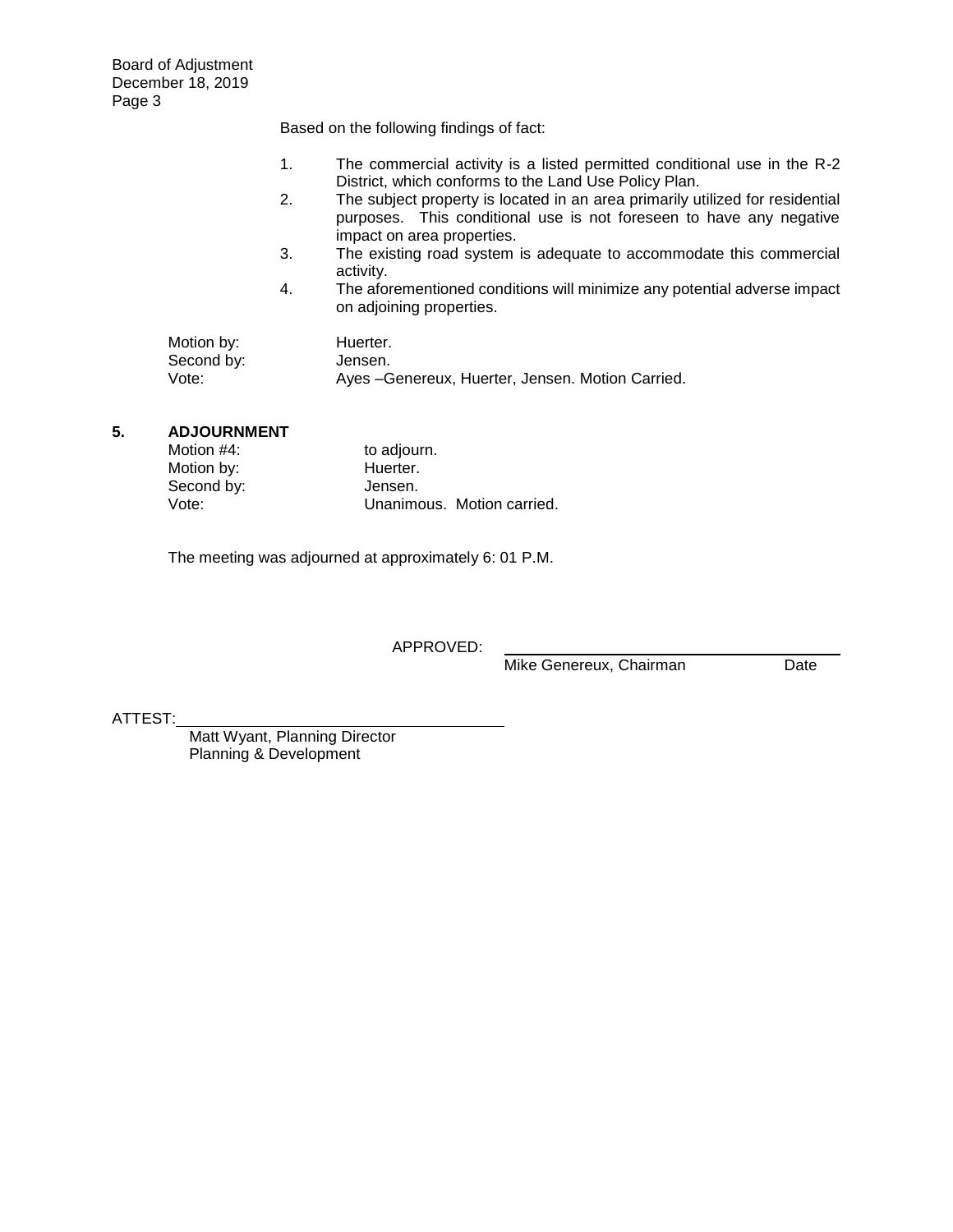Based on the following findings of fact:

1. The commercial activity is a listed permitted conditional use in the R-2 District, which conforms to the Land Use Policy Plan.
2. The subject property is located in an area primarily utilized for residential purposes. This conditional use is not foreseen to have any negative impact on area properties.
3. The existing road system is adequate to accommodate this commercial activity.
4. The aforementioned conditions will minimize any potential adverse impact on adjoining properties.

Motion by: Huerter.
Second by: Jensen.
Vote: Ayes –Genereux, Huerter, Jensen. Motion Carried.

## 5. ADJOURNMENT

Motion #4: to adjourn.
Motion by: Huerter.
Second by: Jensen.
Vote: Unanimous. Motion carried.

The meeting was adjourned at approximately 6: 01 P.M.

APPROVED: ______________________________

Mike Genereux, Chairman Date

ATTEST: ______________________________

Matt Wyant, Planning Director
Planning & Development